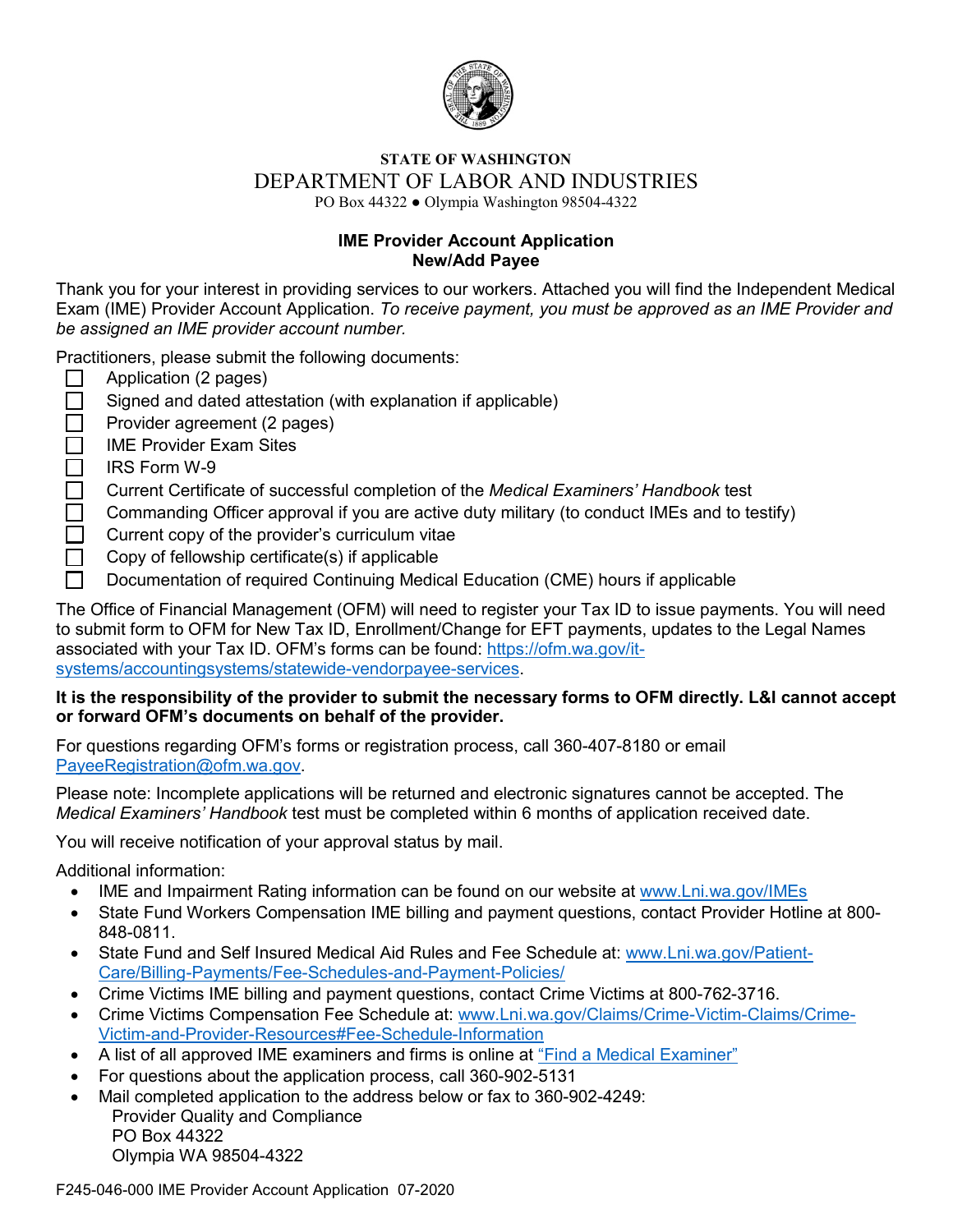**STATE OF WASHINGTON**

DEPARTMENT OF LABOR AND INDUSTRIES

PO Box 44322 ● Olympia Washington 98504-4322

# IME Provider Account Application
## New/Add Payee

Thank you for your interest in providing services to our workers. Attached you will find the Independent Medical Exam (IME) Provider Account Application. *To receive payment, you must be approved as an IME Provider and be assigned an IME provider account number.*

Practitioners, please submit the following documents:

- [ ] Application (2 pages)
- [ ] Signed and dated attestation (with explanation if applicable)
- [ ] Provider agreement (2 pages)
- [ ] IME Provider Exam Sites
- [ ] IRS Form W-9
- [ ] Current Certificate of successful completion of the *Medical Examiners' Handbook* test
- [ ] Commanding Officer approval if you are active duty military (to conduct IMEs and to testify)
- [ ] Current copy of the provider's curriculum vitae
- [ ] Copy of fellowship certificate(s) if applicable
- [ ] Documentation of required Continuing Medical Education (CME) hours if applicable

The Office of Financial Management (OFM) will need to register your Tax ID to issue payments. You will need to submit form to OFM for New Tax ID, Enrollment/Change for EFT payments, updates to the Legal Names associated with your Tax ID. OFM's forms can be found: https://ofm.wa.gov/it-systems/accountingsystems/statewide-vendorpayee-services.

**It is the responsibility of the provider to submit the necessary forms to OFM directly. L&I cannot accept or forward OFM's documents on behalf of the provider.**

For questions regarding OFM's forms or registration process, call 360-407-8180 or email PayeeRegistration@ofm.wa.gov.

Please note: Incomplete applications will be returned and electronic signatures cannot be accepted. The *Medical Examiners' Handbook* test must be completed within 6 months of application received date.

You will receive notification of your approval status by mail.

Additional information:

- IME and Impairment Rating information can be found on our website at www.Lni.wa.gov/IMEs
- State Fund Workers Compensation IME billing and payment questions, contact Provider Hotline at 800-848-0811.
- State Fund and Self Insured Medical Aid Rules and Fee Schedule at: www.Lni.wa.gov/Patient-Care/Billing-Payments/Fee-Schedules-and-Payment-Policies/
- Crime Victims IME billing and payment questions, contact Crime Victims at 800-762-3716.
- Crime Victims Compensation Fee Schedule at: www.Lni.wa.gov/Claims/Crime-Victim-Claims/Crime-Victim-and-Provider-Resources#Fee-Schedule-Information
- A list of all approved IME examiners and firms is online at "Find a Medical Examiner"
- For questions about the application process, call 360-902-5131
- Mail completed application to the address below or fax to 360-902-4249:
  Provider Quality and Compliance
  PO Box 44322
  Olympia WA 98504-4322

F245-046-000 IME Provider Account Application 07-2020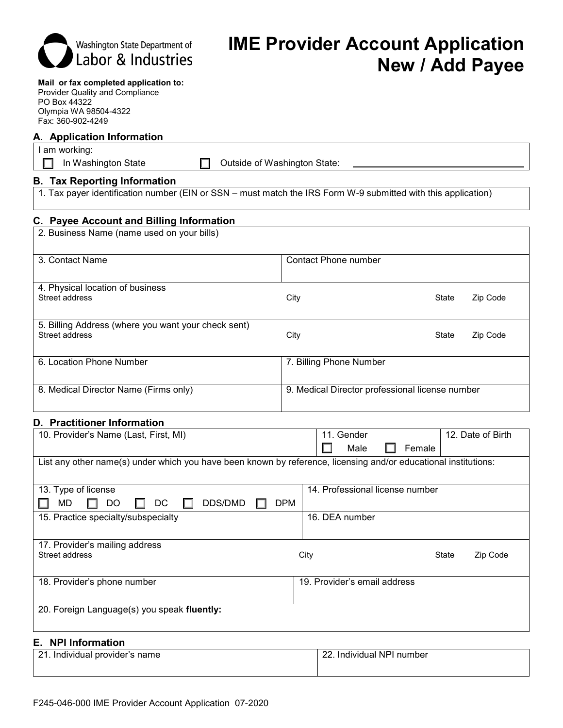Washington State Department of Labor & Industries

# IME Provider Account Application New / Add Payee

**Mail or fax completed application to:**
Provider Quality and Compliance
PO Box 44322
Olympia WA 98504-4322
Fax: 360-902-4249

## A. Application Information

I am working:

☐ In Washington State ☐ Outside of Washington State: ______________________

## B. Tax Reporting Information

1. Tax payer identification number (EIN or SSN – must match the IRS Form W-9 submitted with this application)

## C. Payee Account and Billing Information

| 2. Business Name (name used on your bills) | |
|---|---|
| 3. Contact Name | Contact Phone number |
| 4. Physical location of business<br>Street address | City State Zip Code |
| 5. Billing Address (where you want your check sent)<br>Street address | City State Zip Code |
| 6. Location Phone Number | 7. Billing Phone Number |
| 8. Medical Director Name (Firms only) | 9. Medical Director professional license number |

## D. Practitioner Information

| 10. Provider's Name (Last, First, MI) | 11. Gender<br>☐ Male ☐ Female | 12. Date of Birth |
|---|---|---|
| List any other name(s) under which you have been known by reference, licensing and/or educational institutions: | | |
| 13. Type of license<br>☐ MD ☐ DO ☐ DC ☐ DDS/DMD ☐ DPM | 14. Professional license number | |
| 15. Practice specialty/subspecialty | 16. DEA number | |
| 17. Provider's mailing address<br>Street address | City State Zip Code | |
| 18. Provider's phone number | 19. Provider's email address | |
| 20. Foreign Language(s) you speak **fluently:** | | |

## E. NPI Information

| 21. Individual provider's name | 22. Individual NPI number |
|---|---|
| | |

F245-046-000 IME Provider Account Application 07-2020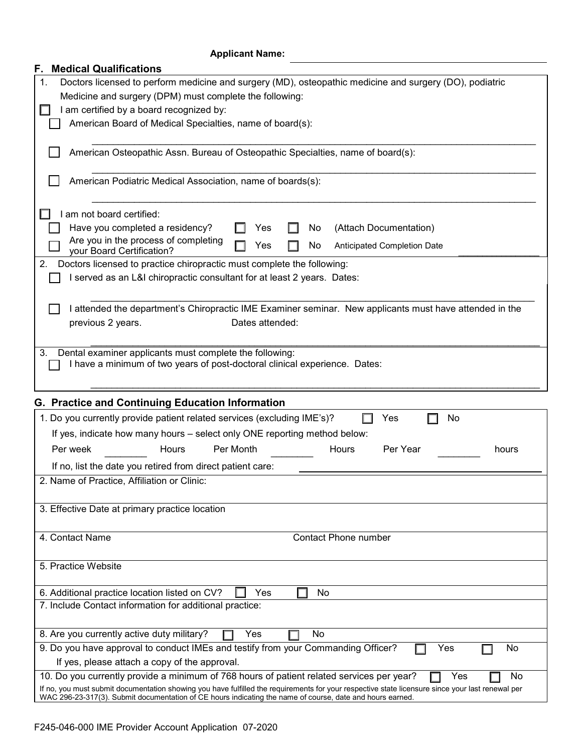**Applicant Name:** ______________________________

## F. Medical Qualifications

1. Doctors licensed to perform medicine and surgery (MD), osteopathic medicine and surgery (DO), podiatric Medicine and surgery (DPM) must complete the following:

- ☐ I am certified by a board recognized by:
  - ☐ American Board of Medical Specialties, name of board(s):

    ______________________________

  - ☐ American Osteopathic Assn. Bureau of Osteopathic Specialties, name of board(s):

    ______________________________

  - ☐ American Podiatric Medical Association, name of boards(s):

    ______________________________

- ☐ I am not board certified:
  - ☐ Have you completed a residency? ☐ Yes ☐ No (Attach Documentation)
  - ☐ Are you in the process of completing your Board Certification? ☐ Yes ☐ No Anticipated Completion Date ____________

2. Doctors licensed to practice chiropractic must complete the following:

- ☐ I served as an L&I chiropractic consultant for at least 2 years. Dates:

  ______________________________

- ☐ I attended the department's Chiropractic IME Examiner seminar. New applicants must have attended in the previous 2 years. Dates attended:

  ______________________________

3. Dental examiner applicants must complete the following:

- ☐ I have a minimum of two years of post-doctoral clinical experience. Dates:

  ______________________________

## G. Practice and Continuing Education Information

1. Do you currently provide patient related services (excluding IME's)? ☐ Yes ☐ No

   If yes, indicate how many hours – select only ONE reporting method below:

   Per week ________ Hours Per Month ________ Hours Per Year ________ hours

   If no, list the date you retired from direct patient care: ______________________________

2. Name of Practice, Affiliation or Clinic:

3. Effective Date at primary practice location

4. Contact Name Contact Phone number

5. Practice Website

6. Additional practice location listed on CV? ☐ Yes ☐ No

7. Include Contact information for additional practice:

8. Are you currently active duty military? ☐ Yes ☐ No

9. Do you have approval to conduct IMEs and testify from your Commanding Officer? ☐ Yes ☐ No

   If yes, please attach a copy of the approval.

10. Do you currently provide a minimum of 768 hours of patient related services per year? ☐ Yes ☐ No

    If no, you must submit documentation showing you have fulfilled the requirements for your respective state licensure since your last renewal per WAC 296-23-317(3). Submit documentation of CE hours indicating the name of course, date and hours earned.

F245-046-000 IME Provider Account Application 07-2020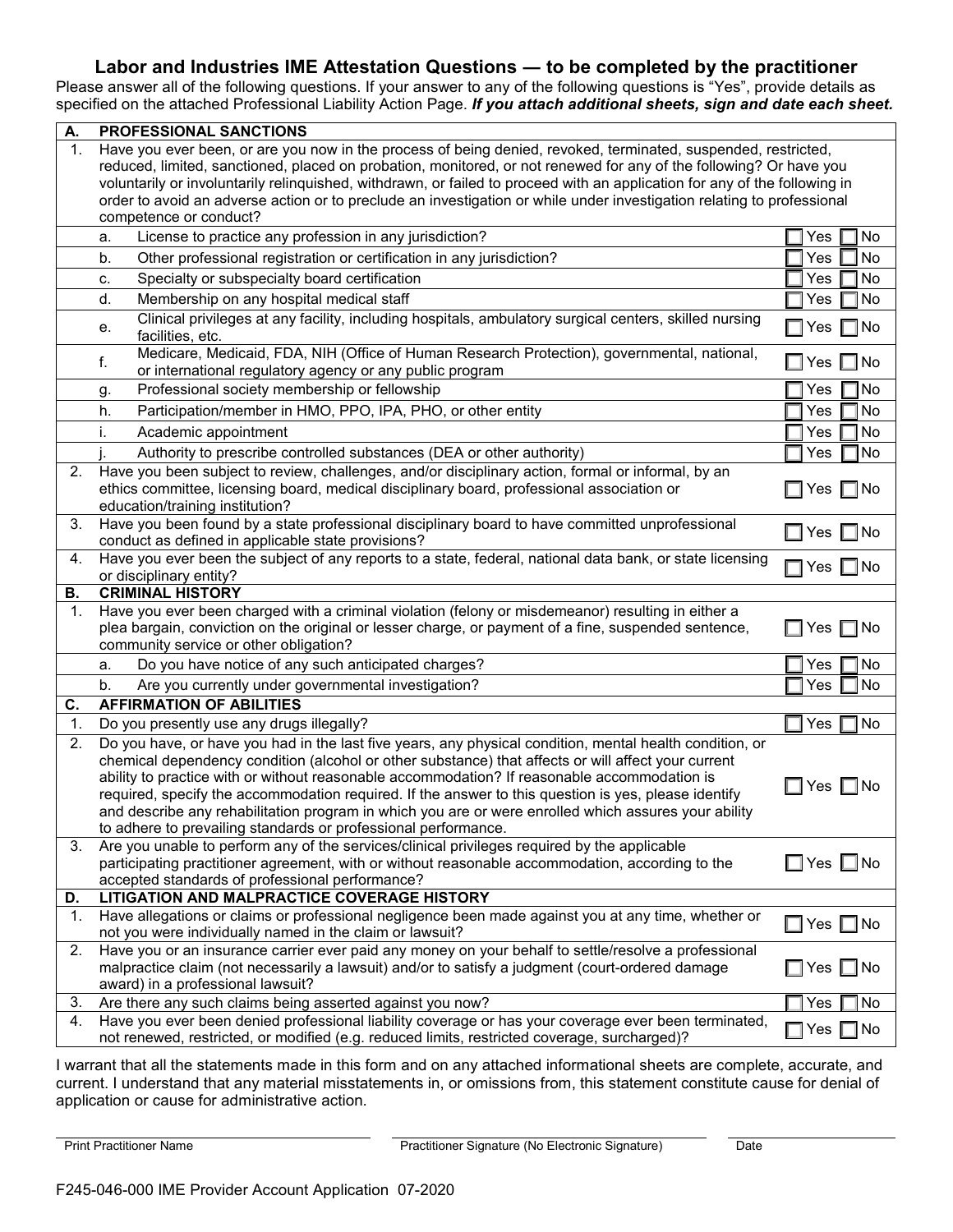## Labor and Industries IME Attestation Questions — to be completed by the practitioner

Please answer all of the following questions. If your answer to any of the following questions is "Yes", provide details as specified on the attached Professional Liability Action Page. ***If you attach additional sheets, sign and date each sheet.***

| | | |
|---|---|---|
| **A.** | **PROFESSIONAL SANCTIONS** | |
| 1. | Have you ever been, or are you now in the process of being denied, revoked, terminated, suspended, restricted, reduced, limited, sanctioned, placed on probation, monitored, or not renewed for any of the following? Or have you voluntarily or involuntarily relinquished, withdrawn, or failed to proceed with an application for any of the following in order to avoid an adverse action or to preclude an investigation or while under investigation relating to professional competence or conduct? | |
| | a. License to practice any profession in any jurisdiction? | ☐ Yes ☐ No |
| | b. Other professional registration or certification in any jurisdiction? | ☐ Yes ☐ No |
| | c. Specialty or subspecialty board certification | ☐ Yes ☐ No |
| | d. Membership on any hospital medical staff | ☐ Yes ☐ No |
| | e. Clinical privileges at any facility, including hospitals, ambulatory surgical centers, skilled nursing facilities, etc. | ☐ Yes ☐ No |
| | f. Medicare, Medicaid, FDA, NIH (Office of Human Research Protection), governmental, national, or international regulatory agency or any public program | ☐ Yes ☐ No |
| | g. Professional society membership or fellowship | ☐ Yes ☐ No |
| | h. Participation/member in HMO, PPO, IPA, PHO, or other entity | ☐ Yes ☐ No |
| | i. Academic appointment | ☐ Yes ☐ No |
| | j. Authority to prescribe controlled substances (DEA or other authority) | ☐ Yes ☐ No |
| 2. | Have you been subject to review, challenges, and/or disciplinary action, formal or informal, by an ethics committee, licensing board, medical disciplinary board, professional association or education/training institution? | ☐ Yes ☐ No |
| 3. | Have you been found by a state professional disciplinary board to have committed unprofessional conduct as defined in applicable state provisions? | ☐ Yes ☐ No |
| 4. | Have you ever been the subject of any reports to a state, federal, national data bank, or state licensing or disciplinary entity? | ☐ Yes ☐ No |
| **B.** | **CRIMINAL HISTORY** | |
| 1. | Have you ever been charged with a criminal violation (felony or misdemeanor) resulting in either a plea bargain, conviction on the original or lesser charge, or payment of a fine, suspended sentence, community service or other obligation? | ☐ Yes ☐ No |
| | a. Do you have notice of any such anticipated charges? | ☐ Yes ☐ No |
| | b. Are you currently under governmental investigation? | ☐ Yes ☐ No |
| **C.** | **AFFIRMATION OF ABILITIES** | |
| 1. | Do you presently use any drugs illegally? | ☐ Yes ☐ No |
| 2. | Do you have, or have you had in the last five years, any physical condition, mental health condition, or chemical dependency condition (alcohol or other substance) that affects or will affect your current ability to practice with or without reasonable accommodation? If reasonable accommodation is required, specify the accommodation required. If the answer to this question is yes, please identify and describe any rehabilitation program in which you are or were enrolled which assures your ability to adhere to prevailing standards or professional performance. | ☐ Yes ☐ No |
| 3. | Are you unable to perform any of the services/clinical privileges required by the applicable participating practitioner agreement, with or without reasonable accommodation, according to the accepted standards of professional performance? | ☐ Yes ☐ No |
| **D.** | **LITIGATION AND MALPRACTICE COVERAGE HISTORY** | |
| 1. | Have allegations or claims or professional negligence been made against you at any time, whether or not you were individually named in the claim or lawsuit? | ☐ Yes ☐ No |
| 2. | Have you or an insurance carrier ever paid any money on your behalf to settle/resolve a professional malpractice claim (not necessarily a lawsuit) and/or to satisfy a judgment (court-ordered damage award) in a professional lawsuit? | ☐ Yes ☐ No |
| 3. | Are there any such claims being asserted against you now? | ☐ Yes ☐ No |
| 4. | Have you ever been denied professional liability coverage or has your coverage ever been terminated, not renewed, restricted, or modified (e.g. reduced limits, restricted coverage, surcharged)? | ☐ Yes ☐ No |

I warrant that all the statements made in this form and on any attached informational sheets are complete, accurate, and current. I understand that any material misstatements in, or omissions from, this statement constitute cause for denial of application or cause for administrative action.

Print Practitioner Name ____________________ Practitioner Signature (No Electronic Signature) ____________________ Date ____________

F245-046-000 IME Provider Account Application 07-2020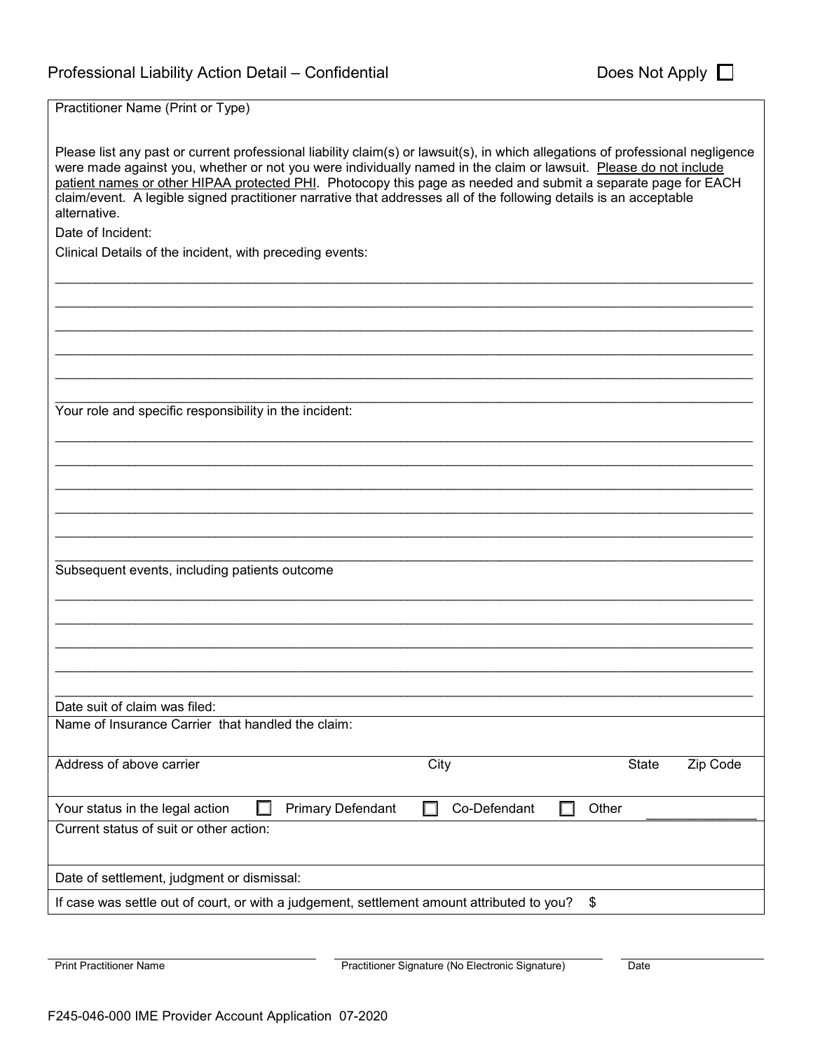## Professional Liability Action Detail – Confidential

Does Not Apply ☐

Practitioner Name (Print or Type)

Please list any past or current professional liability claim(s) or lawsuit(s), in which allegations of professional negligence were made against you, whether or not you were individually named in the claim or lawsuit. Please do not include patient names or other HIPAA protected PHI. Photocopy this page as needed and submit a separate page for EACH claim/event. A legible signed practitioner narrative that addresses all of the following details is an acceptable alternative.

Date of Incident:

Clinical Details of the incident, with preceding events:

______________________________________________________________________________________

______________________________________________________________________________________

______________________________________________________________________________________

______________________________________________________________________________________

______________________________________________________________________________________

______________________________________________________________________________________

Your role and specific responsibility in the incident:

______________________________________________________________________________________

______________________________________________________________________________________

______________________________________________________________________________________

______________________________________________________________________________________

______________________________________________________________________________________

______________________________________________________________________________________

Subsequent events, including patients outcome

______________________________________________________________________________________

______________________________________________________________________________________

______________________________________________________________________________________

______________________________________________________________________________________

______________________________________________________________________________________

Date suit of claim was filed:

Name of Insurance Carrier that handled the claim:

| Address of above carrier | City | State | Zip Code |
|---|---|---|---|
| | | | |

Your status in the legal action ☐ Primary Defendant ☐ Co-Defendant ☐ Other _______________

Current status of suit or other action:

Date of settlement, judgment or dismissal:

If case was settle out of court, or with a judgement, settlement amount attributed to you? $

| | | |
|---|---|---|
| Print Practitioner Name | Practitioner Signature (No Electronic Signature) | Date |

F245-046-000 IME Provider Account Application 07-2020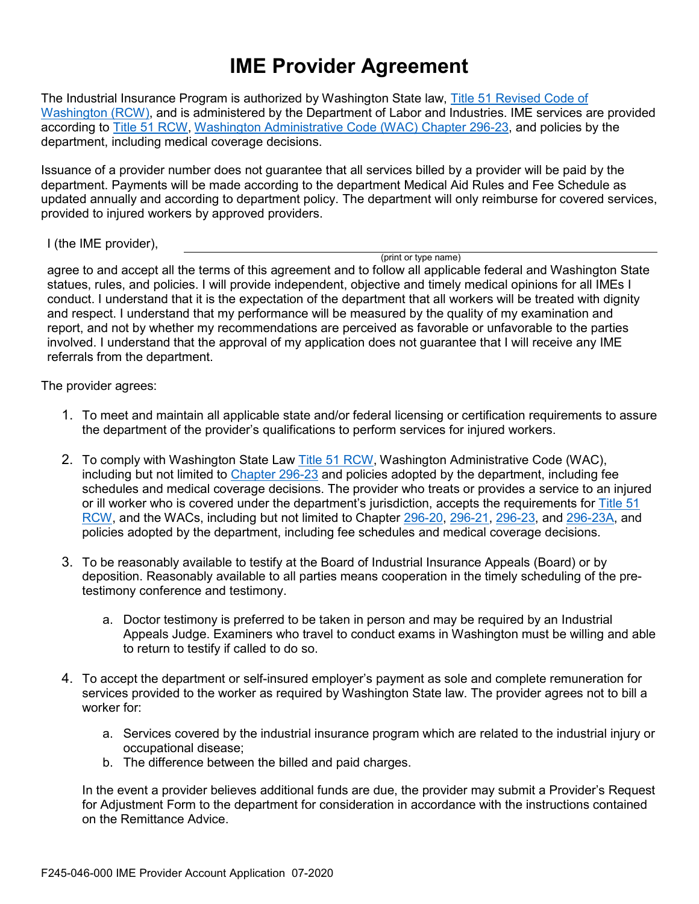# IME Provider Agreement

The Industrial Insurance Program is authorized by Washington State law, [Title 51 Revised Code of Washington (RCW)](), and is administered by the Department of Labor and Industries. IME services are provided according to [Title 51 RCW](), [Washington Administrative Code (WAC) Chapter 296-23](), and policies by the department, including medical coverage decisions.

Issuance of a provider number does not guarantee that all services billed by a provider will be paid by the department. Payments will be made according to the department Medical Aid Rules and Fee Schedule as updated annually and according to department policy. The department will only reimburse for covered services, provided to injured workers by approved providers.

I (the IME provider), ______________________________________________
(print or type name)
agree to and accept all the terms of this agreement and to follow all applicable federal and Washington State statues, rules, and policies. I will provide independent, objective and timely medical opinions for all IMEs I conduct. I understand that it is the expectation of the department that all workers will be treated with dignity and respect. I understand that my performance will be measured by the quality of my examination and report, and not by whether my recommendations are perceived as favorable or unfavorable to the parties involved. I understand that the approval of my application does not guarantee that I will receive any IME referrals from the department.

The provider agrees:

1. To meet and maintain all applicable state and/or federal licensing or certification requirements to assure the department of the provider's qualifications to perform services for injured workers.

2. To comply with Washington State Law [Title 51 RCW](), Washington Administrative Code (WAC), including but not limited to [Chapter 296-23]() and policies adopted by the department, including fee schedules and medical coverage decisions. The provider who treats or provides a service to an injured or ill worker who is covered under the department's jurisdiction, accepts the requirements for [Title 51 RCW](), and the WACs, including but not limited to Chapter [296-20](), [296-21](), [296-23](), and [296-23A](), and policies adopted by the department, including fee schedules and medical coverage decisions.

3. To be reasonably available to testify at the Board of Industrial Insurance Appeals (Board) or by deposition. Reasonably available to all parties means cooperation in the timely scheduling of the pre-testimony conference and testimony.

   a. Doctor testimony is preferred to be taken in person and may be required by an Industrial Appeals Judge. Examiners who travel to conduct exams in Washington must be willing and able to return to testify if called to do so.

4. To accept the department or self-insured employer's payment as sole and complete remuneration for services provided to the worker as required by Washington State law. The provider agrees not to bill a worker for:

   a. Services covered by the industrial insurance program which are related to the industrial injury or occupational disease;
   b. The difference between the billed and paid charges.

   In the event a provider believes additional funds are due, the provider may submit a Provider's Request for Adjustment Form to the department for consideration in accordance with the instructions contained on the Remittance Advice.

F245-046-000 IME Provider Account Application 07-2020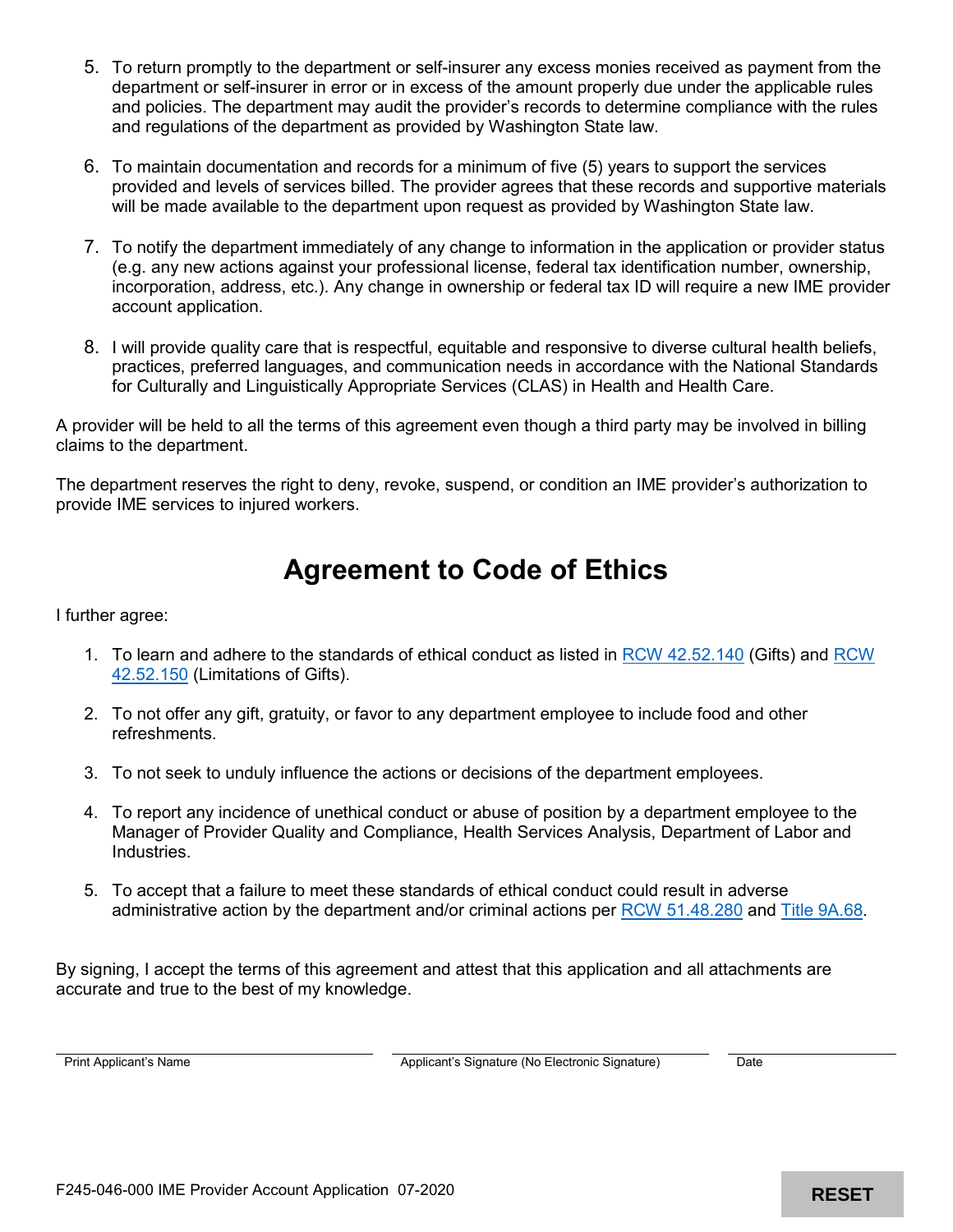5. To return promptly to the department or self-insurer any excess monies received as payment from the department or self-insurer in error or in excess of the amount properly due under the applicable rules and policies. The department may audit the provider's records to determine compliance with the rules and regulations of the department as provided by Washington State law.

6. To maintain documentation and records for a minimum of five (5) years to support the services provided and levels of services billed. The provider agrees that these records and supportive materials will be made available to the department upon request as provided by Washington State law.

7. To notify the department immediately of any change to information in the application or provider status (e.g. any new actions against your professional license, federal tax identification number, ownership, incorporation, address, etc.). Any change in ownership or federal tax ID will require a new IME provider account application.

8. I will provide quality care that is respectful, equitable and responsive to diverse cultural health beliefs, practices, preferred languages, and communication needs in accordance with the National Standards for Culturally and Linguistically Appropriate Services (CLAS) in Health and Health Care.

A provider will be held to all the terms of this agreement even though a third party may be involved in billing claims to the department.

The department reserves the right to deny, revoke, suspend, or condition an IME provider's authorization to provide IME services to injured workers.

# Agreement to Code of Ethics

I further agree:

1. To learn and adhere to the standards of ethical conduct as listed in RCW 42.52.140 (Gifts) and RCW 42.52.150 (Limitations of Gifts).

2. To not offer any gift, gratuity, or favor to any department employee to include food and other refreshments.

3. To not seek to unduly influence the actions or decisions of the department employees.

4. To report any incidence of unethical conduct or abuse of position by a department employee to the Manager of Provider Quality and Compliance, Health Services Analysis, Department of Labor and Industries.

5. To accept that a failure to meet these standards of ethical conduct could result in adverse administrative action by the department and/or criminal actions per RCW 51.48.280 and Title 9A.68.

By signing, I accept the terms of this agreement and attest that this application and all attachments are accurate and true to the best of my knowledge.

| | | |
|---|---|---|
| Print Applicant's Name | Applicant's Signature (No Electronic Signature) | Date |

F245-046-000 IME Provider Account Application 07-2020

RESET